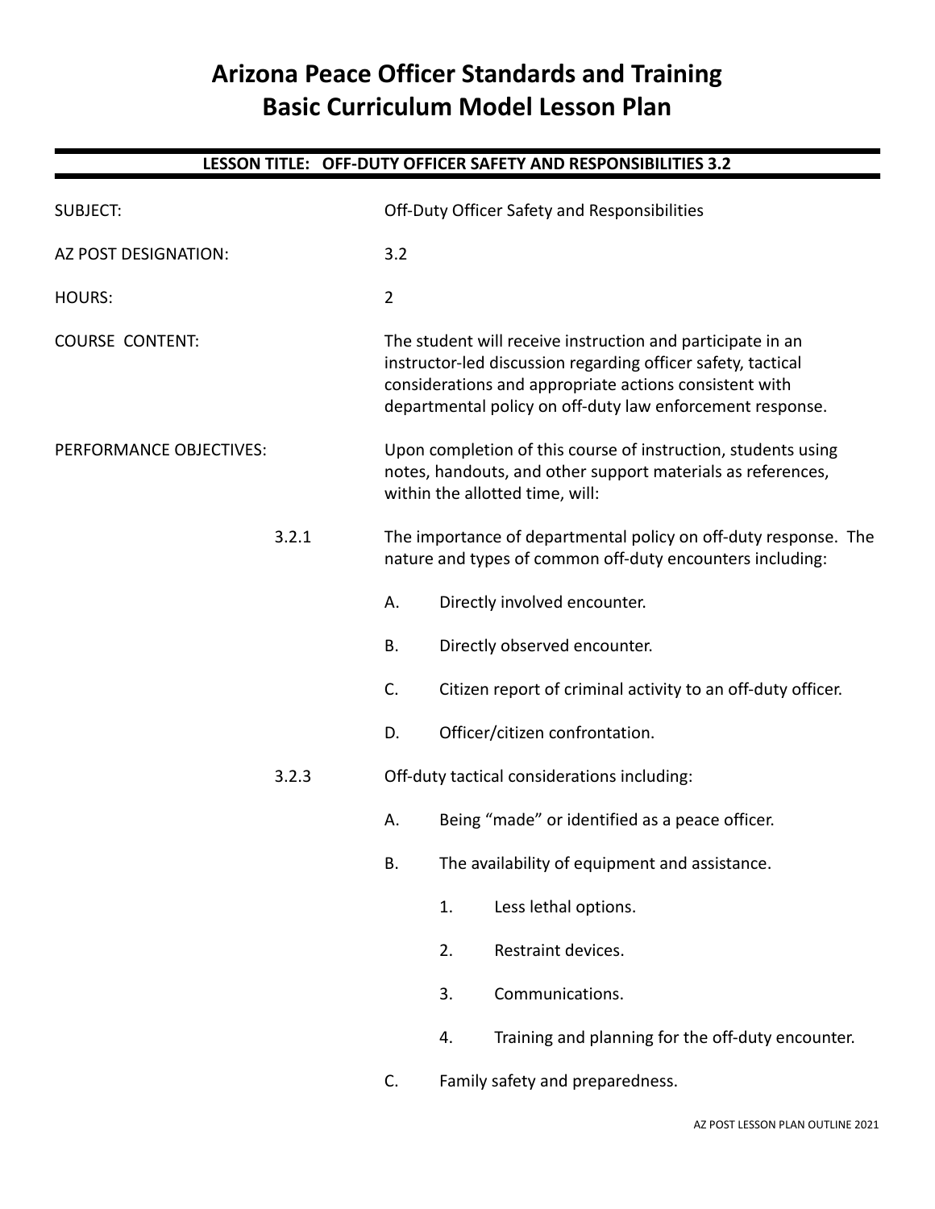# Arizona Peace Officer Standards and Training
# Basic Curriculum Model Lesson Plan

**LESSON TITLE: OFF-DUTY OFFICER SAFETY AND RESPONSIBILITIES 3.2**

SUBJECT: Off-Duty Officer Safety and Responsibilities

AZ POST DESIGNATION: 3.2

HOURS: 2

COURSE CONTENT: The student will receive instruction and participate in an instructor-led discussion regarding officer safety, tactical considerations and appropriate actions consistent with departmental policy on off-duty law enforcement response.

PERFORMANCE OBJECTIVES: Upon completion of this course of instruction, students using notes, handouts, and other support materials as references, within the allotted time, will:

3.2.1 The importance of departmental policy on off-duty response. The nature and types of common off-duty encounters including:

- A. Directly involved encounter.
- B. Directly observed encounter.
- C. Citizen report of criminal activity to an off-duty officer.
- D. Officer/citizen confrontation.

3.2.3 Off-duty tactical considerations including:

- A. Being "made" or identified as a peace officer.
- B. The availability of equipment and assistance.
  1. Less lethal options.
  2. Restraint devices.
  3. Communications.
  4. Training and planning for the off-duty encounter.
- C. Family safety and preparedness.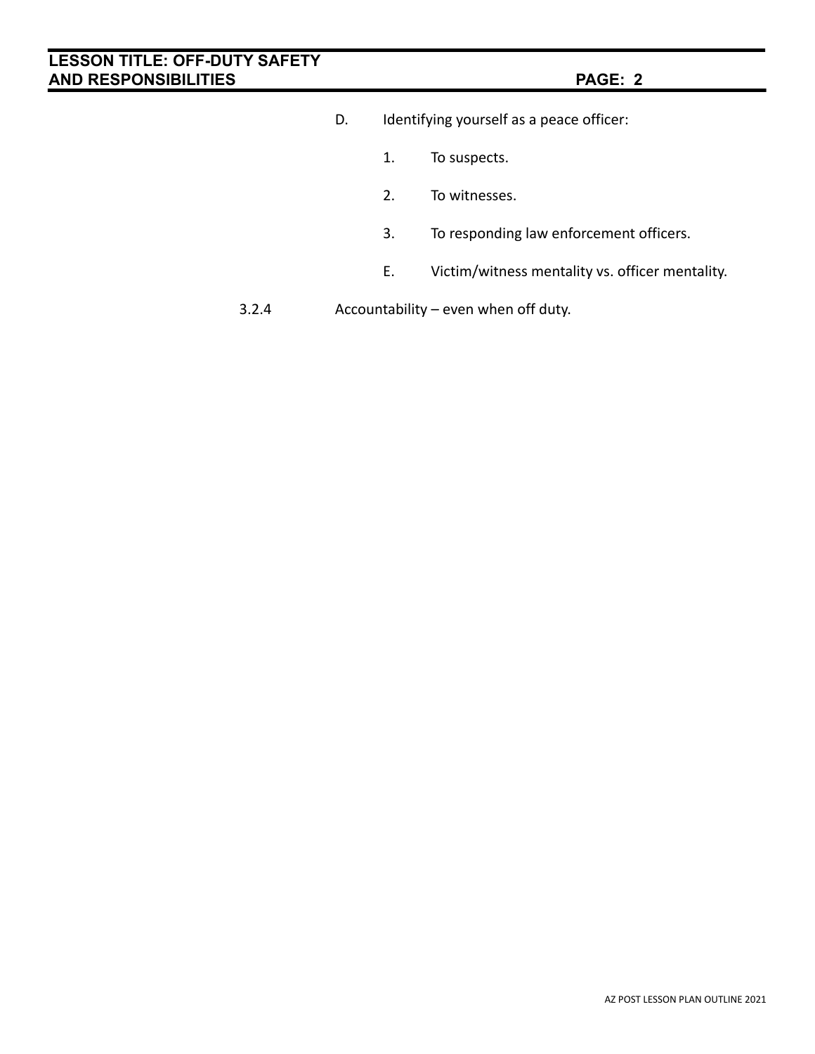D. Identifying yourself as a peace officer:

1. To suspects.

2. To witnesses.

3. To responding law enforcement officers.

E. Victim/witness mentality vs. officer mentality.

3.2.4 Accountability – even when off duty.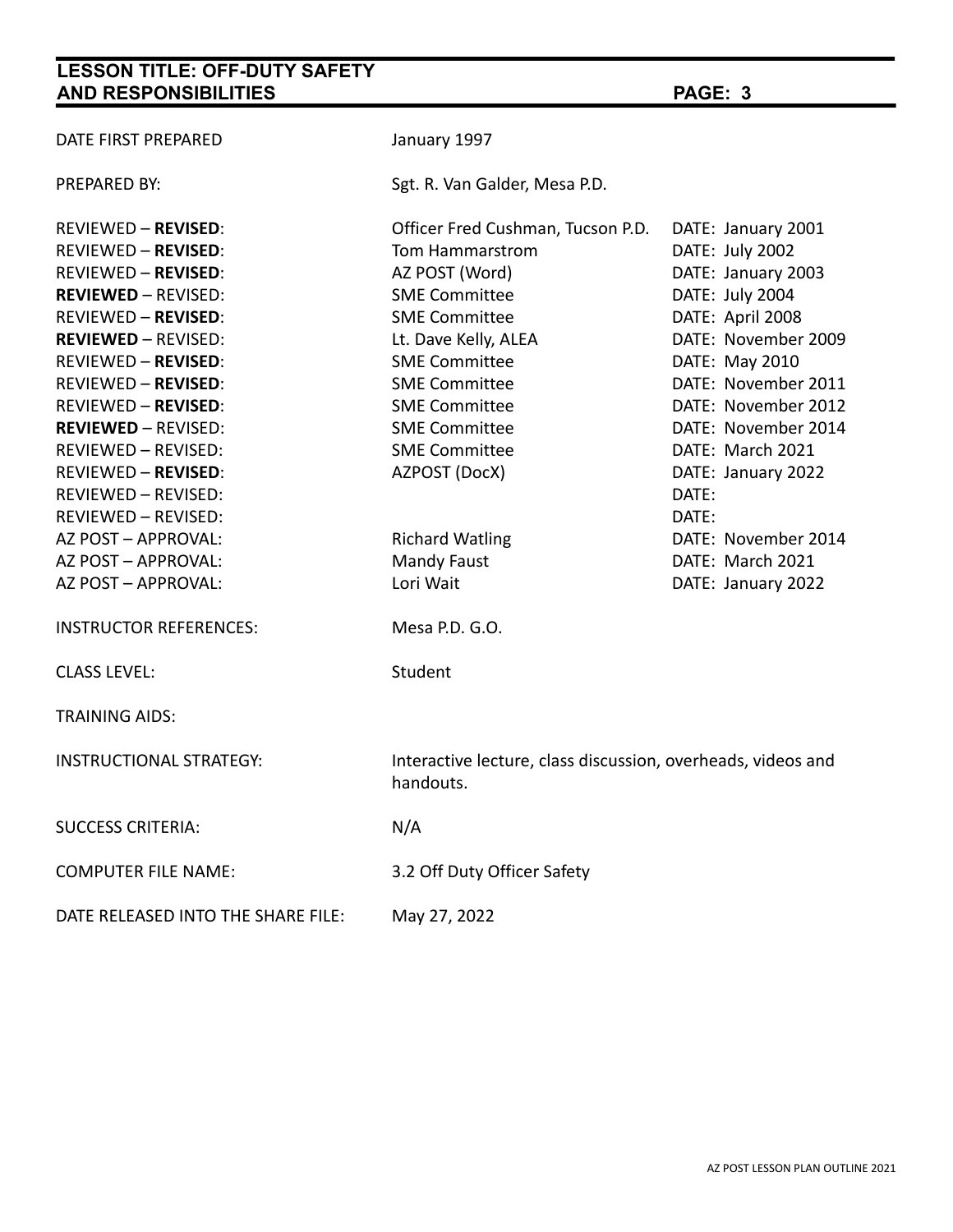| | | |
|---|---|---|
| DATE FIRST PREPARED | January 1997 | |
| PREPARED BY: | Sgt. R. Van Galder, Mesa P.D. | |
| REVIEWED – **REVISED**: | Officer Fred Cushman, Tucson P.D. | DATE: January 2001 |
| REVIEWED – **REVISED**: | Tom Hammarstrom | DATE: July 2002 |
| REVIEWED – **REVISED**: | AZ POST (Word) | DATE: January 2003 |
| **REVIEWED** – REVISED: | SME Committee | DATE: July 2004 |
| REVIEWED – **REVISED**: | SME Committee | DATE: April 2008 |
| **REVIEWED** – REVISED: | Lt. Dave Kelly, ALEA | DATE: November 2009 |
| REVIEWED – **REVISED**: | SME Committee | DATE: May 2010 |
| REVIEWED – **REVISED**: | SME Committee | DATE: November 2011 |
| REVIEWED – **REVISED**: | SME Committee | DATE: November 2012 |
| **REVIEWED** – REVISED: | SME Committee | DATE: November 2014 |
| REVIEWED – REVISED: | SME Committee | DATE: March 2021 |
| REVIEWED – **REVISED**: | AZPOST (DocX) | DATE: January 2022 |
| REVIEWED – REVISED: | | DATE: |
| REVIEWED – REVISED: | | DATE: |
| AZ POST – APPROVAL: | Richard Watling | DATE: November 2014 |
| AZ POST – APPROVAL: | Mandy Faust | DATE: March 2021 |
| AZ POST – APPROVAL: | Lori Wait | DATE: January 2022 |
| INSTRUCTOR REFERENCES: | Mesa P.D. G.O. | |
| CLASS LEVEL: | Student | |
| TRAINING AIDS: | | |
| INSTRUCTIONAL STRATEGY: | Interactive lecture, class discussion, overheads, videos and handouts. | |
| SUCCESS CRITERIA: | N/A | |
| COMPUTER FILE NAME: | 3.2 Off Duty Officer Safety | |
| DATE RELEASED INTO THE SHARE FILE: | May 27, 2022 | |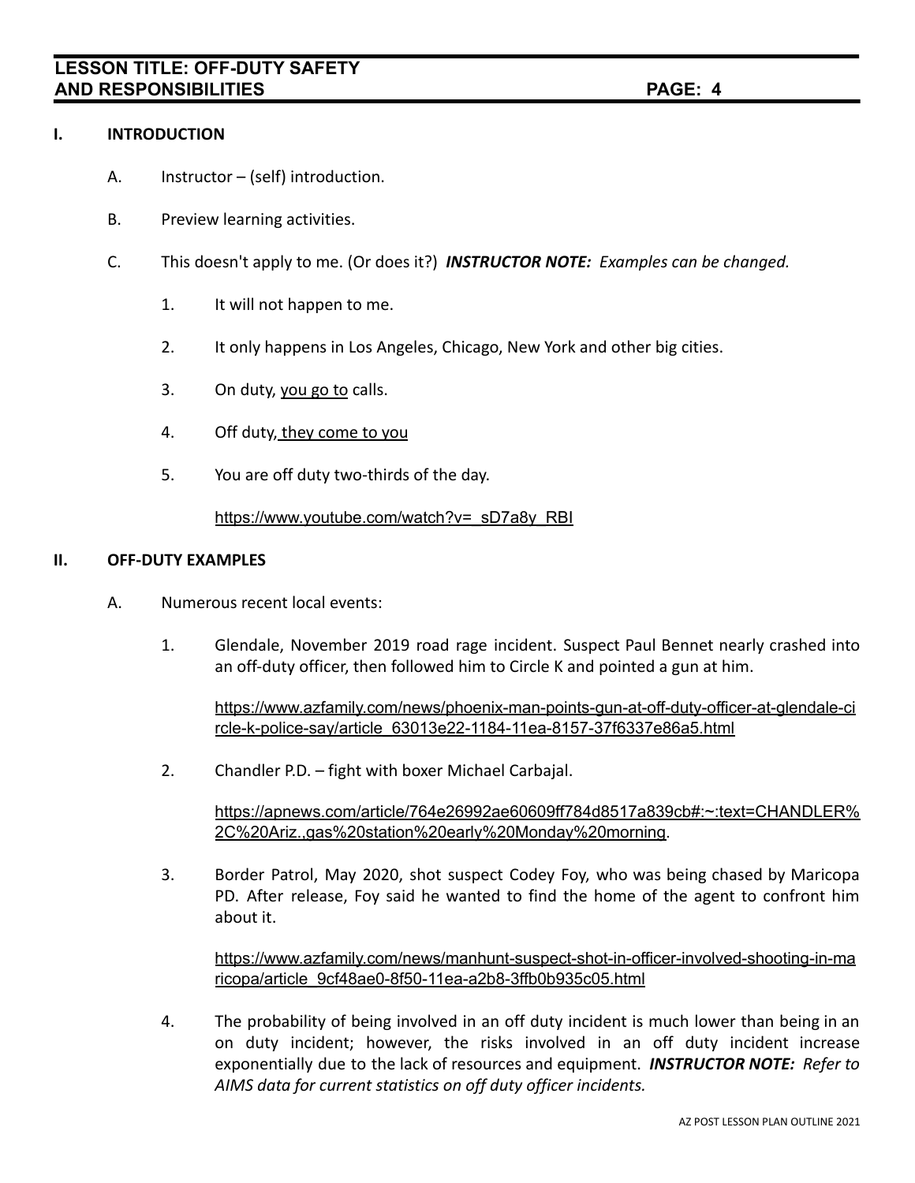## I. INTRODUCTION

A. Instructor – (self) introduction.

B. Preview learning activities.

C. This doesn't apply to me. (Or does it?) ***INSTRUCTOR NOTE:*** *Examples can be changed.*

1. It will not happen to me.

2. It only happens in Los Angeles, Chicago, New York and other big cities.

3. On duty, you go to calls.

4. Off duty, they come to you

5. You are off duty two-thirds of the day.

   https://www.youtube.com/watch?v=_sD7a8y_RBI

## II. OFF-DUTY EXAMPLES

A. Numerous recent local events:

1. Glendale, November 2019 road rage incident. Suspect Paul Bennet nearly crashed into an off-duty officer, then followed him to Circle K and pointed a gun at him.

   https://www.azfamily.com/news/phoenix-man-points-gun-at-off-duty-officer-at-glendale-circle-k-police-say/article_63013e22-1184-11ea-8157-37f6337e86a5.html

2. Chandler P.D. – fight with boxer Michael Carbajal.

   https://apnews.com/article/764e26992ae60609ff784d8517a839cb#:~:text=CHANDLER%2C%20Ariz.,gas%20station%20early%20Monday%20morning.

3. Border Patrol, May 2020, shot suspect Codey Foy, who was being chased by Maricopa PD. After release, Foy said he wanted to find the home of the agent to confront him about it.

   https://www.azfamily.com/news/manhunt-suspect-shot-in-officer-involved-shooting-in-maricopa/article_9cf48ae0-8f50-11ea-a2b8-3ffb0b935c05.html

4. The probability of being involved in an off duty incident is much lower than being in an on duty incident; however, the risks involved in an off duty incident increase exponentially due to the lack of resources and equipment. ***INSTRUCTOR NOTE:*** *Refer to AIMS data for current statistics on off duty officer incidents.*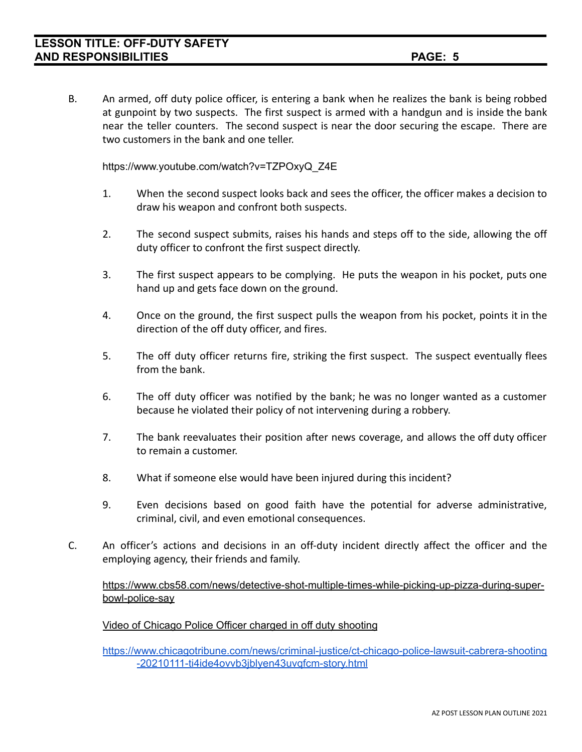B. An armed, off duty police officer, is entering a bank when he realizes the bank is being robbed at gunpoint by two suspects. The first suspect is armed with a handgun and is inside the bank near the teller counters. The second suspect is near the door securing the escape. There are two customers in the bank and one teller.

   https://www.youtube.com/watch?v=TZPOxyQ_Z4E

   1. When the second suspect looks back and sees the officer, the officer makes a decision to draw his weapon and confront both suspects.

   2. The second suspect submits, raises his hands and steps off to the side, allowing the off duty officer to confront the first suspect directly.

   3. The first suspect appears to be complying. He puts the weapon in his pocket, puts one hand up and gets face down on the ground.

   4. Once on the ground, the first suspect pulls the weapon from his pocket, points it in the direction of the off duty officer, and fires.

   5. The off duty officer returns fire, striking the first suspect. The suspect eventually flees from the bank.

   6. The off duty officer was notified by the bank; he was no longer wanted as a customer because he violated their policy of not intervening during a robbery.

   7. The bank reevaluates their position after news coverage, and allows the off duty officer to remain a customer.

   8. What if someone else would have been injured during this incident?

   9. Even decisions based on good faith have the potential for adverse administrative, criminal, civil, and even emotional consequences.

C. An officer's actions and decisions in an off-duty incident directly affect the officer and the employing agency, their friends and family.

   https://www.cbs58.com/news/detective-shot-multiple-times-while-picking-up-pizza-during-super-bowl-police-say

   Video of Chicago Police Officer charged in off duty shooting

   https://www.chicagotribune.com/news/criminal-justice/ct-chicago-police-lawsuit-cabrera-shooting-20210111-ti4ide4ovvb3jblyen43uvqfcm-story.html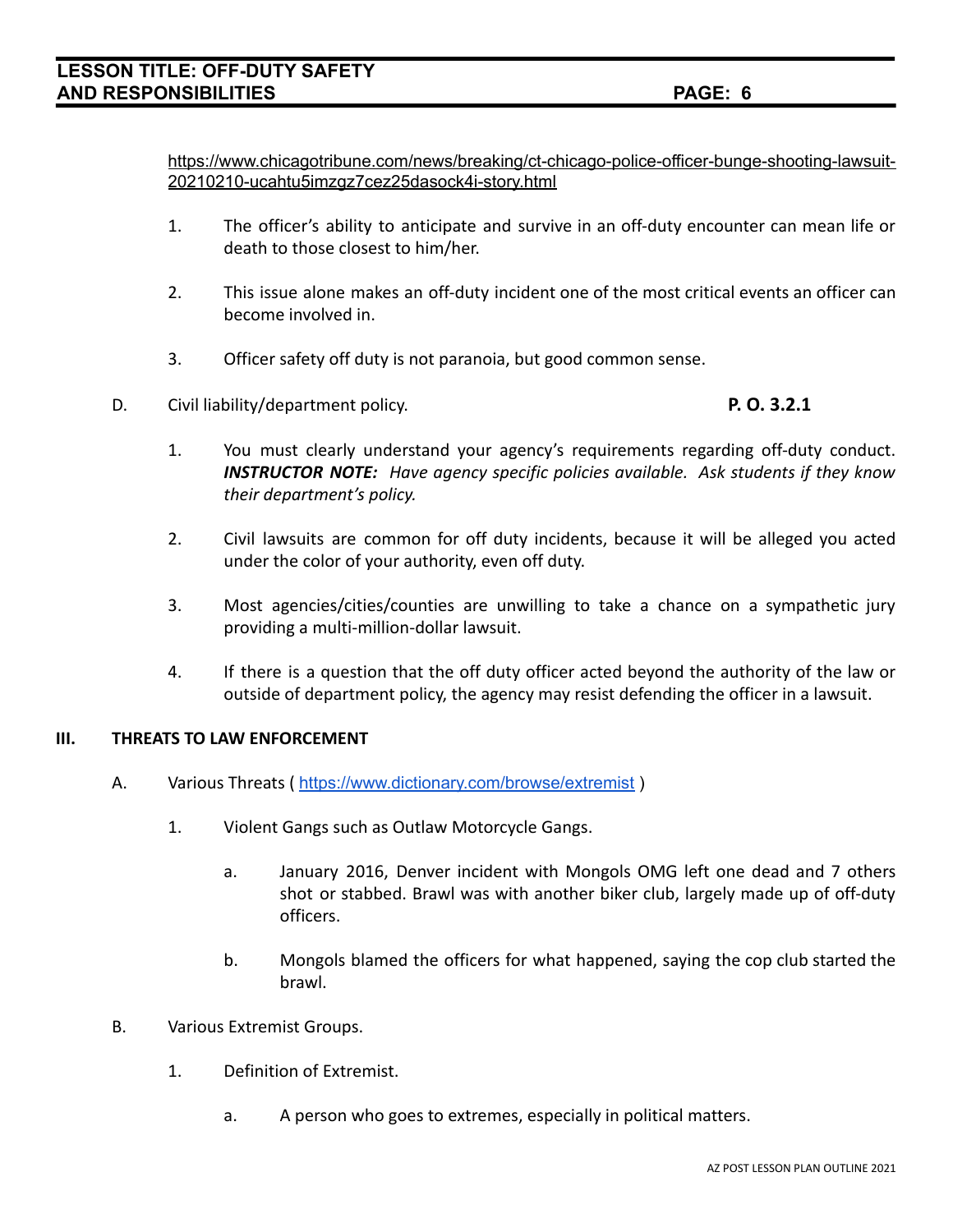https://www.chicagotribune.com/news/breaking/ct-chicago-police-officer-bunge-shooting-lawsuit-20210210-ucahtu5imzgz7cez25dasock4i-story.html

1. The officer's ability to anticipate and survive in an off-duty encounter can mean life or death to those closest to him/her.

2. This issue alone makes an off-duty incident one of the most critical events an officer can become involved in.

3. Officer safety off duty is not paranoia, but good common sense.

D. Civil liability/department policy. **P. O. 3.2.1**

1. You must clearly understand your agency's requirements regarding off-duty conduct. ***INSTRUCTOR NOTE:*** *Have agency specific policies available. Ask students if they know their department's policy.*

2. Civil lawsuits are common for off duty incidents, because it will be alleged you acted under the color of your authority, even off duty.

3. Most agencies/cities/counties are unwilling to take a chance on a sympathetic jury providing a multi-million-dollar lawsuit.

4. If there is a question that the off duty officer acted beyond the authority of the law or outside of department policy, the agency may resist defending the officer in a lawsuit.

## III. THREATS TO LAW ENFORCEMENT

A. Various Threats ( https://www.dictionary.com/browse/extremist )

1. Violent Gangs such as Outlaw Motorcycle Gangs.

   a. January 2016, Denver incident with Mongols OMG left one dead and 7 others shot or stabbed. Brawl was with another biker club, largely made up of off-duty officers.

   b. Mongols blamed the officers for what happened, saying the cop club started the brawl.

B. Various Extremist Groups.

1. Definition of Extremist.

   a. A person who goes to extremes, especially in political matters.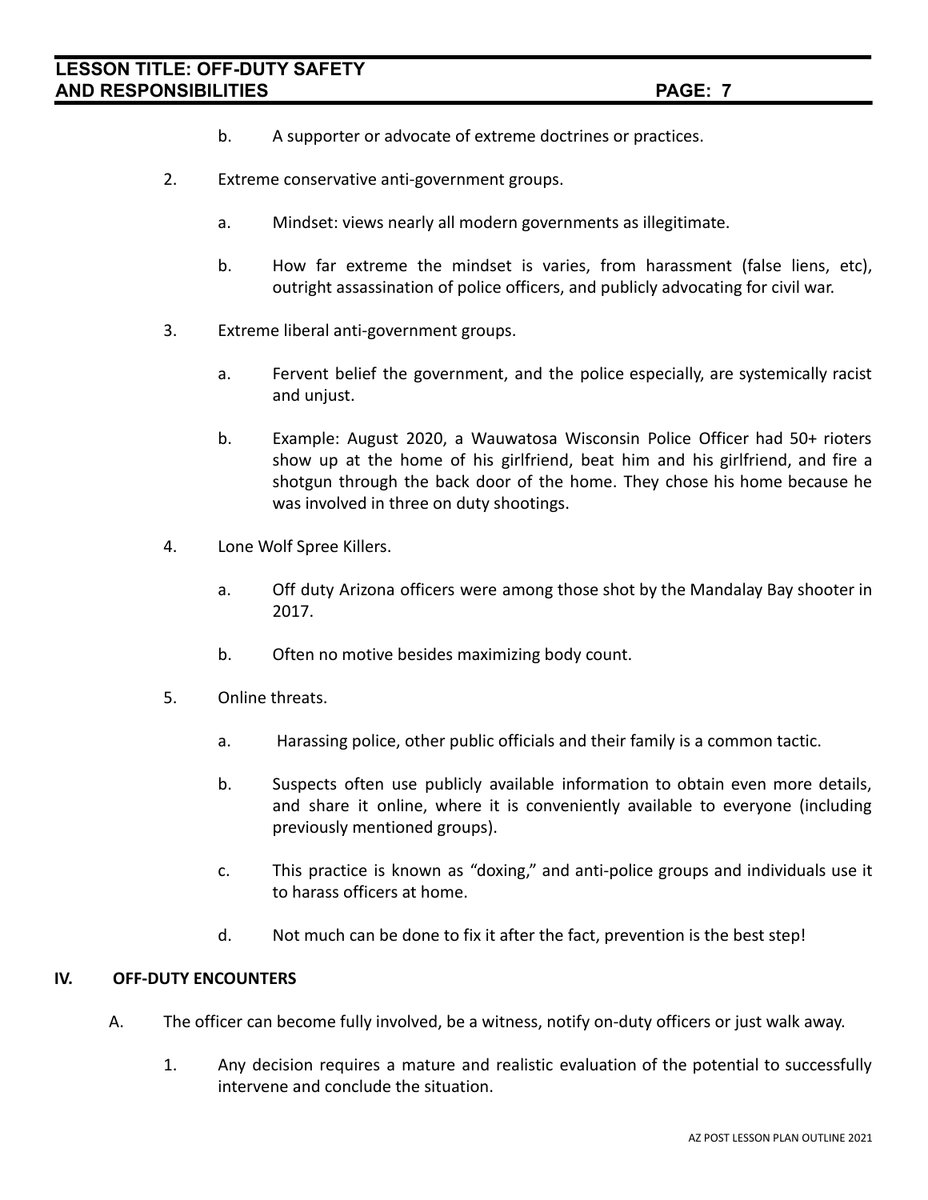b. A supporter or advocate of extreme doctrines or practices.

2. Extreme conservative anti-government groups.

   a. Mindset: views nearly all modern governments as illegitimate.

   b. How far extreme the mindset is varies, from harassment (false liens, etc), outright assassination of police officers, and publicly advocating for civil war.

3. Extreme liberal anti-government groups.

   a. Fervent belief the government, and the police especially, are systemically racist and unjust.

   b. Example: August 2020, a Wauwatosa Wisconsin Police Officer had 50+ rioters show up at the home of his girlfriend, beat him and his girlfriend, and fire a shotgun through the back door of the home. They chose his home because he was involved in three on duty shootings.

4. Lone Wolf Spree Killers.

   a. Off duty Arizona officers were among those shot by the Mandalay Bay shooter in 2017.

   b. Often no motive besides maximizing body count.

5. Online threats.

   a. Harassing police, other public officials and their family is a common tactic.

   b. Suspects often use publicly available information to obtain even more details, and share it online, where it is conveniently available to everyone (including previously mentioned groups).

   c. This practice is known as "doxing," and anti-police groups and individuals use it to harass officers at home.

   d. Not much can be done to fix it after the fact, prevention is the best step!

## IV. OFF-DUTY ENCOUNTERS

A. The officer can become fully involved, be a witness, notify on-duty officers or just walk away.

   1. Any decision requires a mature and realistic evaluation of the potential to successfully intervene and conclude the situation.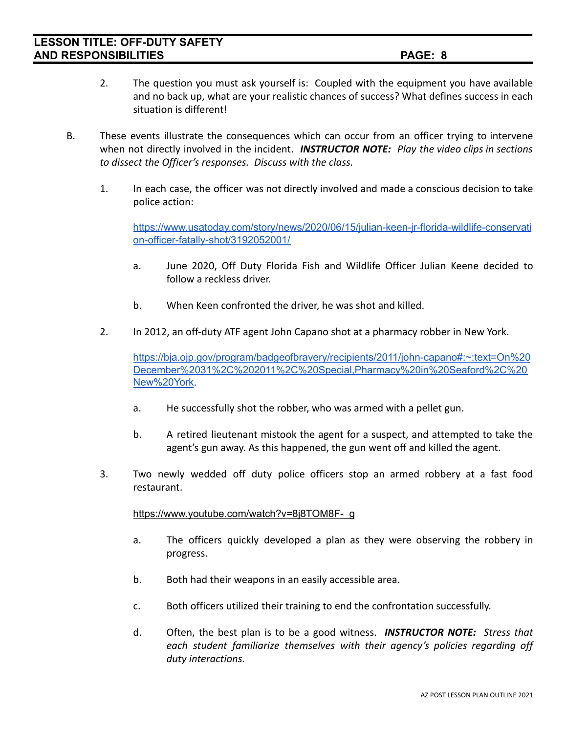2. The question you must ask yourself is: Coupled with the equipment you have available and no back up, what are your realistic chances of success? What defines success in each situation is different!

B. These events illustrate the consequences which can occur from an officer trying to intervene when not directly involved in the incident. ***INSTRUCTOR NOTE:*** *Play the video clips in sections to dissect the Officer's responses. Discuss with the class.*

1. In each case, the officer was not directly involved and made a conscious decision to take police action:

   https://www.usatoday.com/story/news/2020/06/15/julian-keen-jr-florida-wildlife-conservation-officer-fatally-shot/3192052001/

   a. June 2020, Off Duty Florida Fish and Wildlife Officer Julian Keene decided to follow a reckless driver.

   b. When Keen confronted the driver, he was shot and killed.

2. In 2012, an off-duty ATF agent John Capano shot at a pharmacy robber in New York.

   https://bja.ojp.gov/program/badgeofbravery/recipients/2011/john-capano#:~:text=On%20December%2031%2C%202011%2C%20Special,Pharmacy%20in%20Seaford%2C%20New%20York.

   a. He successfully shot the robber, who was armed with a pellet gun.

   b. A retired lieutenant mistook the agent for a suspect, and attempted to take the agent's gun away. As this happened, the gun went off and killed the agent.

3. Two newly wedded off duty police officers stop an armed robbery at a fast food restaurant.

   https://www.youtube.com/watch?v=8j8TOM8F-_g

   a. The officers quickly developed a plan as they were observing the robbery in progress.

   b. Both had their weapons in an easily accessible area.

   c. Both officers utilized their training to end the confrontation successfully.

   d. Often, the best plan is to be a good witness. ***INSTRUCTOR NOTE:*** *Stress that each student familiarize themselves with their agency's policies regarding off duty interactions.*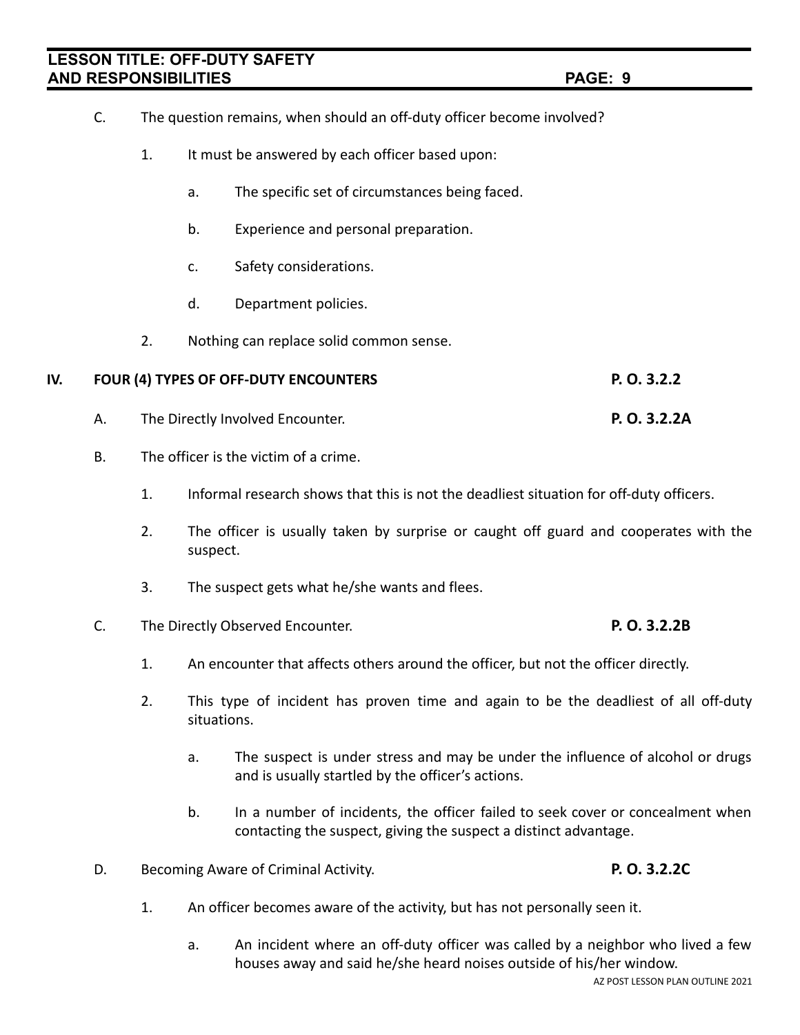C. The question remains, when should an off-duty officer become involved?

1. It must be answered by each officer based upon:

   a. The specific set of circumstances being faced.

   b. Experience and personal preparation.

   c. Safety considerations.

   d. Department policies.

2. Nothing can replace solid common sense.

**IV. FOUR (4) TYPES OF OFF-DUTY ENCOUNTERS** **P. O. 3.2.2**

A. The Directly Involved Encounter. **P. O. 3.2.2A**

B. The officer is the victim of a crime.

1. Informal research shows that this is not the deadliest situation for off-duty officers.

2. The officer is usually taken by surprise or caught off guard and cooperates with the suspect.

3. The suspect gets what he/she wants and flees.

C. The Directly Observed Encounter. **P. O. 3.2.2B**

1. An encounter that affects others around the officer, but not the officer directly.

2. This type of incident has proven time and again to be the deadliest of all off-duty situations.

   a. The suspect is under stress and may be under the influence of alcohol or drugs and is usually startled by the officer's actions.

   b. In a number of incidents, the officer failed to seek cover or concealment when contacting the suspect, giving the suspect a distinct advantage.

D. Becoming Aware of Criminal Activity. **P. O. 3.2.2C**

1. An officer becomes aware of the activity, but has not personally seen it.

   a. An incident where an off-duty officer was called by a neighbor who lived a few houses away and said he/she heard noises outside of his/her window.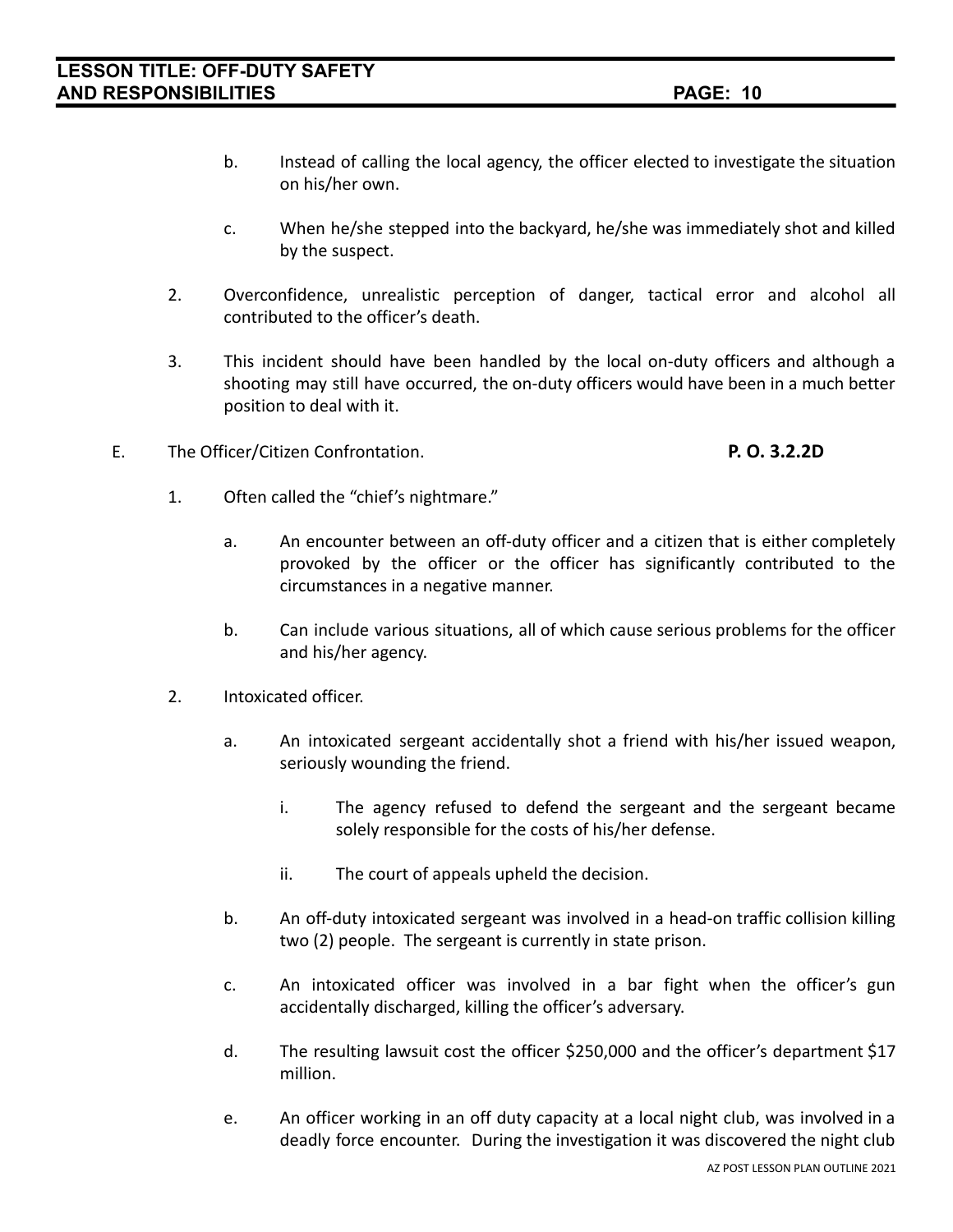b. Instead of calling the local agency, the officer elected to investigate the situation on his/her own.

c. When he/she stepped into the backyard, he/she was immediately shot and killed by the suspect.

2. Overconfidence, unrealistic perception of danger, tactical error and alcohol all contributed to the officer's death.

3. This incident should have been handled by the local on-duty officers and although a shooting may still have occurred, the on-duty officers would have been in a much better position to deal with it.

E. The Officer/Citizen Confrontation. **P. O. 3.2.2D**

1. Often called the "chief's nightmare."

   a. An encounter between an off-duty officer and a citizen that is either completely provoked by the officer or the officer has significantly contributed to the circumstances in a negative manner.

   b. Can include various situations, all of which cause serious problems for the officer and his/her agency.

2. Intoxicated officer.

   a. An intoxicated sergeant accidentally shot a friend with his/her issued weapon, seriously wounding the friend.

      i. The agency refused to defend the sergeant and the sergeant became solely responsible for the costs of his/her defense.

      ii. The court of appeals upheld the decision.

   b. An off-duty intoxicated sergeant was involved in a head-on traffic collision killing two (2) people. The sergeant is currently in state prison.

   c. An intoxicated officer was involved in a bar fight when the officer's gun accidentally discharged, killing the officer's adversary.

   d. The resulting lawsuit cost the officer $250,000 and the officer's department $17 million.

   e. An officer working in an off duty capacity at a local night club, was involved in a deadly force encounter. During the investigation it was discovered the night club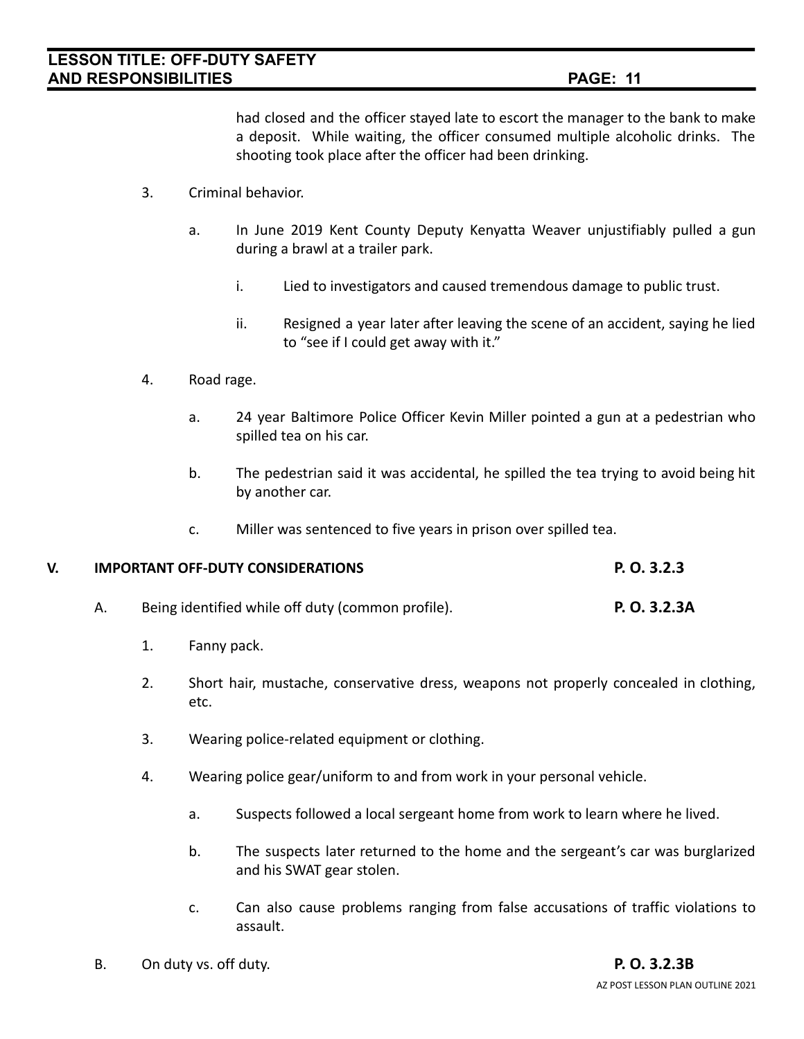had closed and the officer stayed late to escort the manager to the bank to make a deposit. While waiting, the officer consumed multiple alcoholic drinks. The shooting took place after the officer had been drinking.

3. Criminal behavior.

   a. In June 2019 Kent County Deputy Kenyatta Weaver unjustifiably pulled a gun during a brawl at a trailer park.

      i. Lied to investigators and caused tremendous damage to public trust.

      ii. Resigned a year later after leaving the scene of an accident, saying he lied to "see if I could get away with it."

4. Road rage.

   a. 24 year Baltimore Police Officer Kevin Miller pointed a gun at a pedestrian who spilled tea on his car.

   b. The pedestrian said it was accidental, he spilled the tea trying to avoid being hit by another car.

   c. Miller was sentenced to five years in prison over spilled tea.

## V. IMPORTANT OFF-DUTY CONSIDERATIONS **P. O. 3.2.3**

A. Being identified while off duty (common profile). **P. O. 3.2.3A**

1. Fanny pack.

2. Short hair, mustache, conservative dress, weapons not properly concealed in clothing, etc.

3. Wearing police-related equipment or clothing.

4. Wearing police gear/uniform to and from work in your personal vehicle.

   a. Suspects followed a local sergeant home from work to learn where he lived.

   b. The suspects later returned to the home and the sergeant's car was burglarized and his SWAT gear stolen.

   c. Can also cause problems ranging from false accusations of traffic violations to assault.

B. On duty vs. off duty. **P. O. 3.2.3B**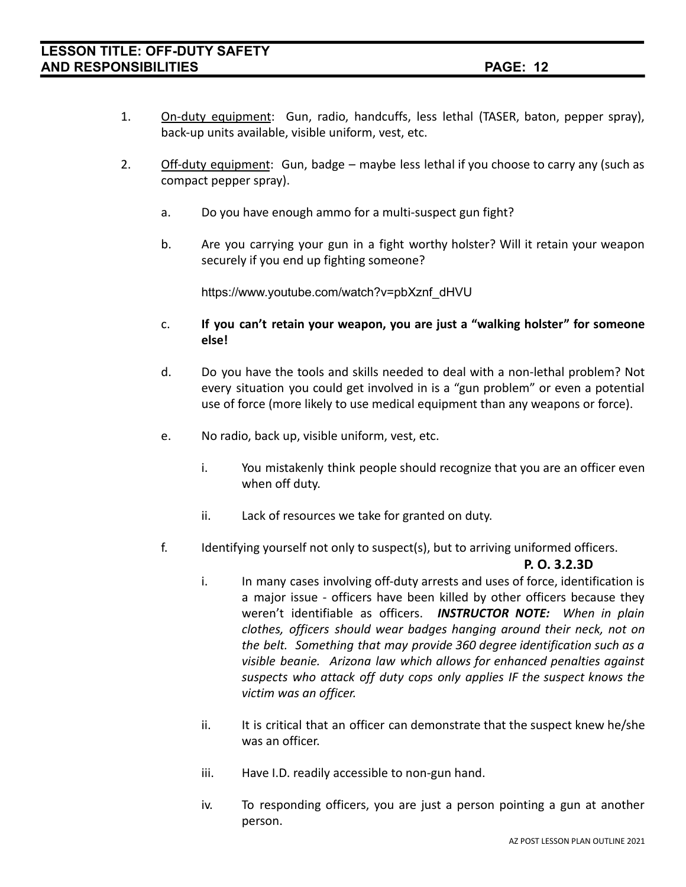1. On-duty equipment: Gun, radio, handcuffs, less lethal (TASER, baton, pepper spray), back-up units available, visible uniform, vest, etc.

2. Off-duty equipment: Gun, badge – maybe less lethal if you choose to carry any (such as compact pepper spray).

   a. Do you have enough ammo for a multi-suspect gun fight?

   b. Are you carrying your gun in a fight worthy holster? Will it retain your weapon securely if you end up fighting someone?

      https://www.youtube.com/watch?v=pbXznf_dHVU

   c. **If you can't retain your weapon, you are just a "walking holster" for someone else!**

   d. Do you have the tools and skills needed to deal with a non-lethal problem? Not every situation you could get involved in is a "gun problem" or even a potential use of force (more likely to use medical equipment than any weapons or force).

   e. No radio, back up, visible uniform, vest, etc.

      i. You mistakenly think people should recognize that you are an officer even when off duty.

      ii. Lack of resources we take for granted on duty.

   f. Identifying yourself not only to suspect(s), but to arriving uniformed officers.

      **P. O. 3.2.3D**

      i. In many cases involving off-duty arrests and uses of force, identification is a major issue - officers have been killed by other officers because they weren't identifiable as officers. ***INSTRUCTOR NOTE:*** *When in plain clothes, officers should wear badges hanging around their neck, not on the belt. Something that may provide 360 degree identification such as a visible beanie. Arizona law which allows for enhanced penalties against suspects who attack off duty cops only applies IF the suspect knows the victim was an officer.*

      ii. It is critical that an officer can demonstrate that the suspect knew he/she was an officer.

      iii. Have I.D. readily accessible to non-gun hand.

      iv. To responding officers, you are just a person pointing a gun at another person.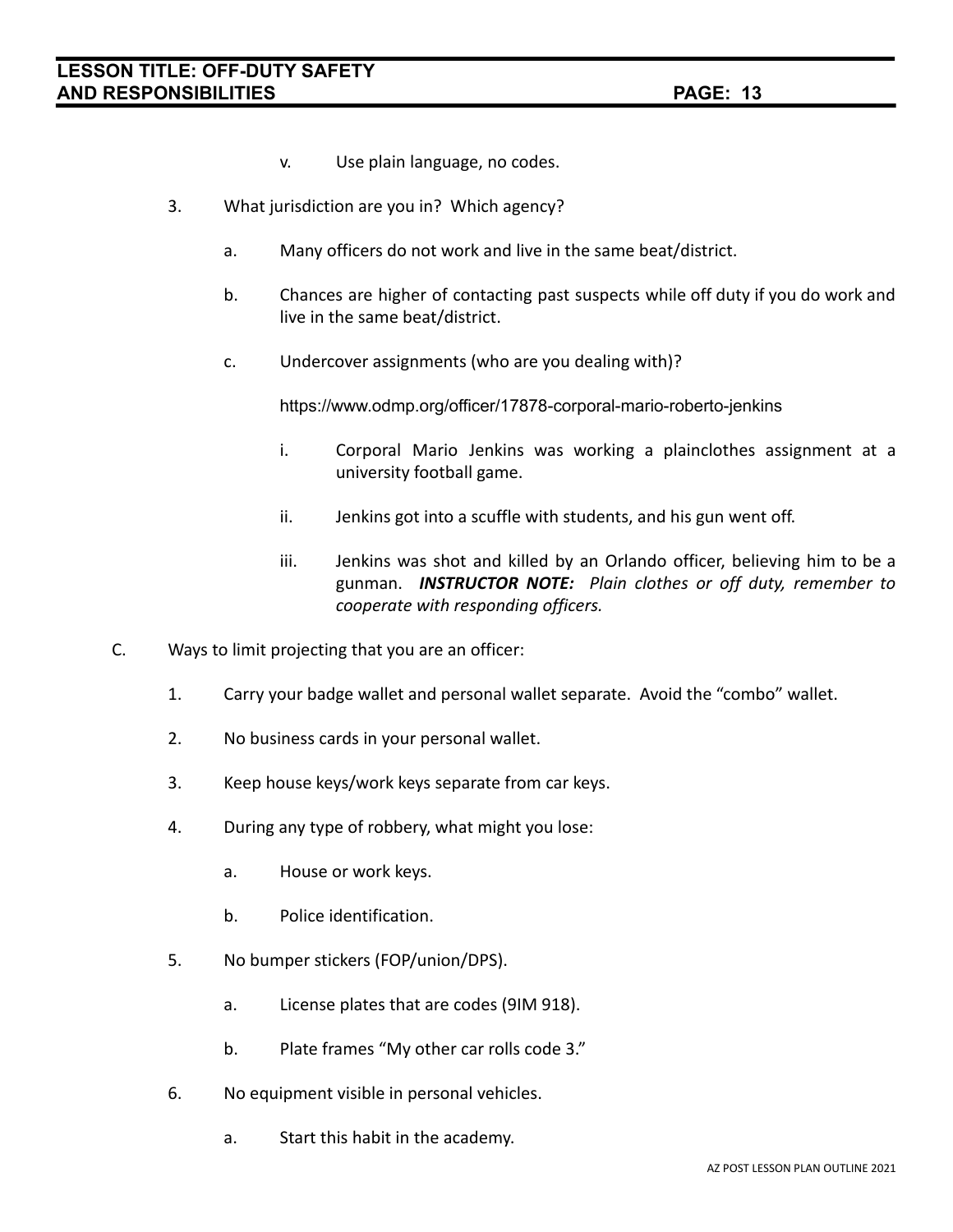v. Use plain language, no codes.

3. What jurisdiction are you in? Which agency?

   a. Many officers do not work and live in the same beat/district.

   b. Chances are higher of contacting past suspects while off duty if you do work and live in the same beat/district.

   c. Undercover assignments (who are you dealing with)?

      https://www.odmp.org/officer/17878-corporal-mario-roberto-jenkins

      i. Corporal Mario Jenkins was working a plainclothes assignment at a university football game.

      ii. Jenkins got into a scuffle with students, and his gun went off.

      iii. Jenkins was shot and killed by an Orlando officer, believing him to be a gunman. ***INSTRUCTOR NOTE:*** *Plain clothes or off duty, remember to cooperate with responding officers.*

C. Ways to limit projecting that you are an officer:

1. Carry your badge wallet and personal wallet separate. Avoid the "combo" wallet.

2. No business cards in your personal wallet.

3. Keep house keys/work keys separate from car keys.

4. During any type of robbery, what might you lose:

   a. House or work keys.

   b. Police identification.

5. No bumper stickers (FOP/union/DPS).

   a. License plates that are codes (9IM 918).

   b. Plate frames "My other car rolls code 3."

6. No equipment visible in personal vehicles.

   a. Start this habit in the academy.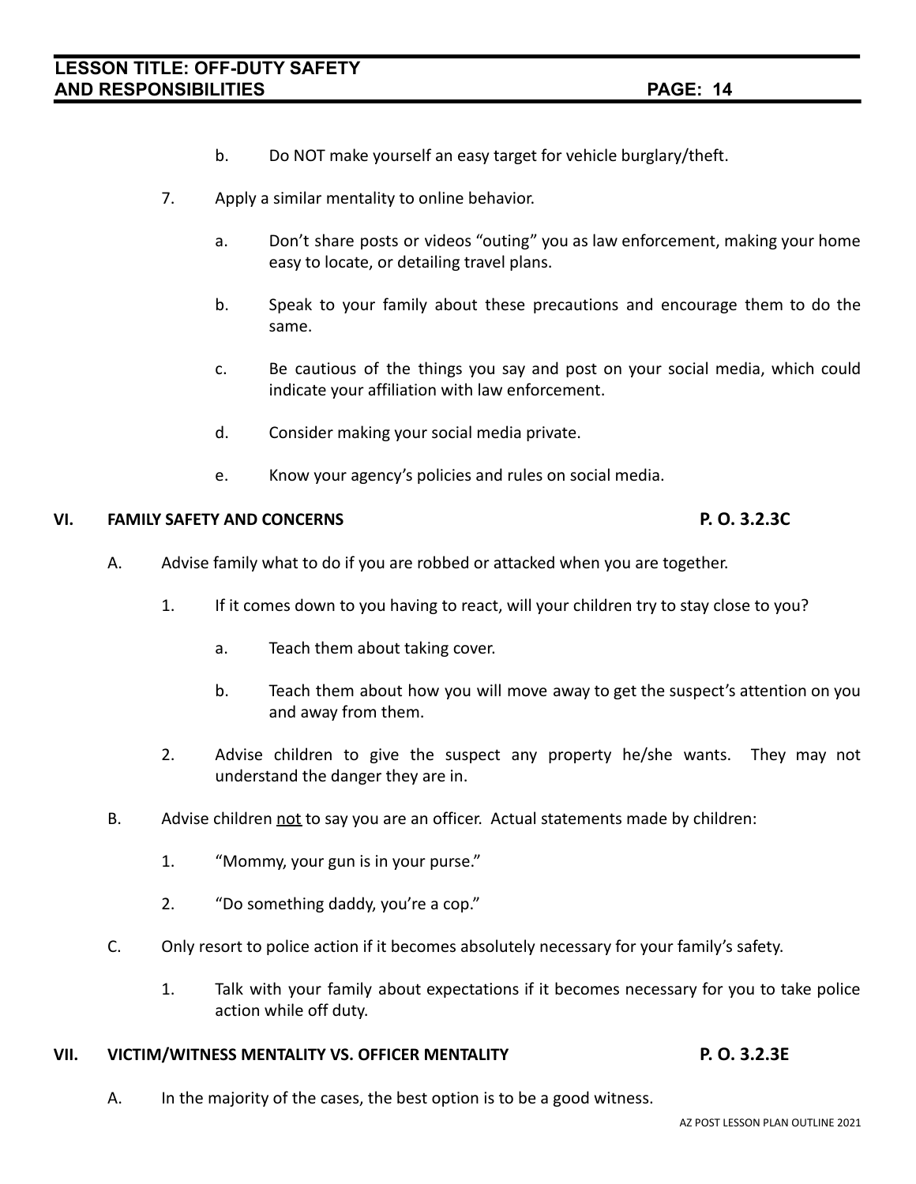b. Do NOT make yourself an easy target for vehicle burglary/theft.

7. Apply a similar mentality to online behavior.

    a. Don't share posts or videos "outing" you as law enforcement, making your home easy to locate, or detailing travel plans.

    b. Speak to your family about these precautions and encourage them to do the same.

    c. Be cautious of the things you say and post on your social media, which could indicate your affiliation with law enforcement.

    d. Consider making your social media private.

    e. Know your agency's policies and rules on social media.

## VI. FAMILY SAFETY AND CONCERNS — P. O. 3.2.3C

A. Advise family what to do if you are robbed or attacked when you are together.

1. If it comes down to you having to react, will your children try to stay close to you?

    a. Teach them about taking cover.

    b. Teach them about how you will move away to get the suspect's attention on you and away from them.

2. Advise children to give the suspect any property he/she wants. They may not understand the danger they are in.

B. Advise children <u>not</u> to say you are an officer. Actual statements made by children:

1. "Mommy, your gun is in your purse."

2. "Do something daddy, you're a cop."

C. Only resort to police action if it becomes absolutely necessary for your family's safety.

1. Talk with your family about expectations if it becomes necessary for you to take police action while off duty.

## VII. VICTIM/WITNESS MENTALITY VS. OFFICER MENTALITY — P. O. 3.2.3E

A. In the majority of the cases, the best option is to be a good witness.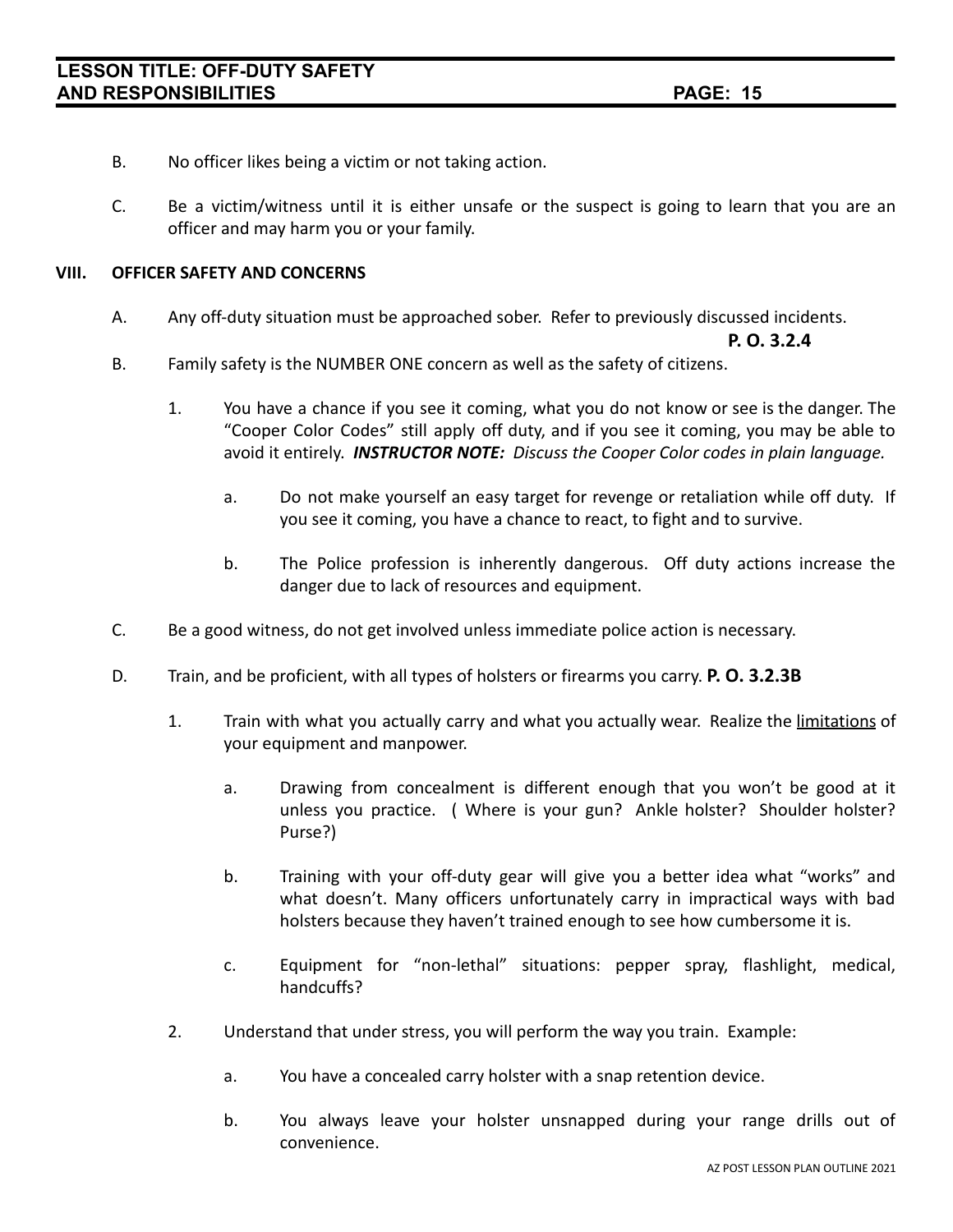B. No officer likes being a victim or not taking action.

C. Be a victim/witness until it is either unsafe or the suspect is going to learn that you are an officer and may harm you or your family.

## VIII. OFFICER SAFETY AND CONCERNS

A. Any off-duty situation must be approached sober. Refer to previously discussed incidents.

**P. O. 3.2.4**

B. Family safety is the NUMBER ONE concern as well as the safety of citizens.

1. You have a chance if you see it coming, what you do not know or see is the danger. The "Cooper Color Codes" still apply off duty, and if you see it coming, you may be able to avoid it entirely. ***INSTRUCTOR NOTE:*** *Discuss the Cooper Color codes in plain language.*

    a. Do not make yourself an easy target for revenge or retaliation while off duty. If you see it coming, you have a chance to react, to fight and to survive.

    b. The Police profession is inherently dangerous. Off duty actions increase the danger due to lack of resources and equipment.

C. Be a good witness, do not get involved unless immediate police action is necessary.

D. Train, and be proficient, with all types of holsters or firearms you carry. **P. O. 3.2.3B**

1. Train with what you actually carry and what you actually wear. Realize the limitations of your equipment and manpower.

    a. Drawing from concealment is different enough that you won't be good at it unless you practice. ( Where is your gun? Ankle holster? Shoulder holster? Purse?)

    b. Training with your off-duty gear will give you a better idea what "works" and what doesn't. Many officers unfortunately carry in impractical ways with bad holsters because they haven't trained enough to see how cumbersome it is.

    c. Equipment for "non-lethal" situations: pepper spray, flashlight, medical, handcuffs?

2. Understand that under stress, you will perform the way you train. Example:

    a. You have a concealed carry holster with a snap retention device.

    b. You always leave your holster unsnapped during your range drills out of convenience.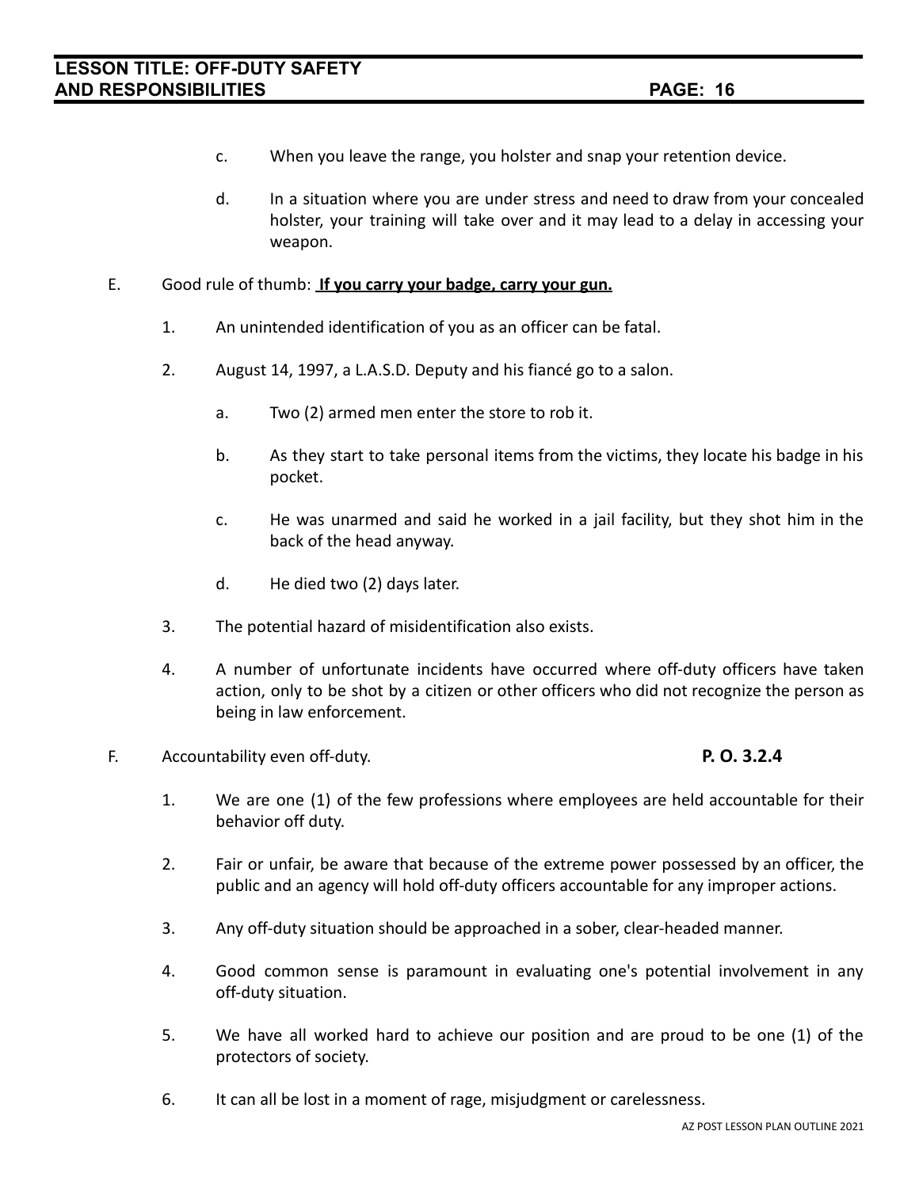c. When you leave the range, you holster and snap your retention device.

d. In a situation where you are under stress and need to draw from your concealed holster, your training will take over and it may lead to a delay in accessing your weapon.

E. Good rule of thumb: **<u>If you carry your badge, carry your gun.</u>**

1. An unintended identification of you as an officer can be fatal.

2. August 14, 1997, a L.A.S.D. Deputy and his fiancé go to a salon.

   a. Two (2) armed men enter the store to rob it.

   b. As they start to take personal items from the victims, they locate his badge in his pocket.

   c. He was unarmed and said he worked in a jail facility, but they shot him in the back of the head anyway.

   d. He died two (2) days later.

3. The potential hazard of misidentification also exists.

4. A number of unfortunate incidents have occurred where off-duty officers have taken action, only to be shot by a citizen or other officers who did not recognize the person as being in law enforcement.

F. Accountability even off-duty. **P. O. 3.2.4**

1. We are one (1) of the few professions where employees are held accountable for their behavior off duty.

2. Fair or unfair, be aware that because of the extreme power possessed by an officer, the public and an agency will hold off-duty officers accountable for any improper actions.

3. Any off-duty situation should be approached in a sober, clear-headed manner.

4. Good common sense is paramount in evaluating one's potential involvement in any off-duty situation.

5. We have all worked hard to achieve our position and are proud to be one (1) of the protectors of society.

6. It can all be lost in a moment of rage, misjudgment or carelessness.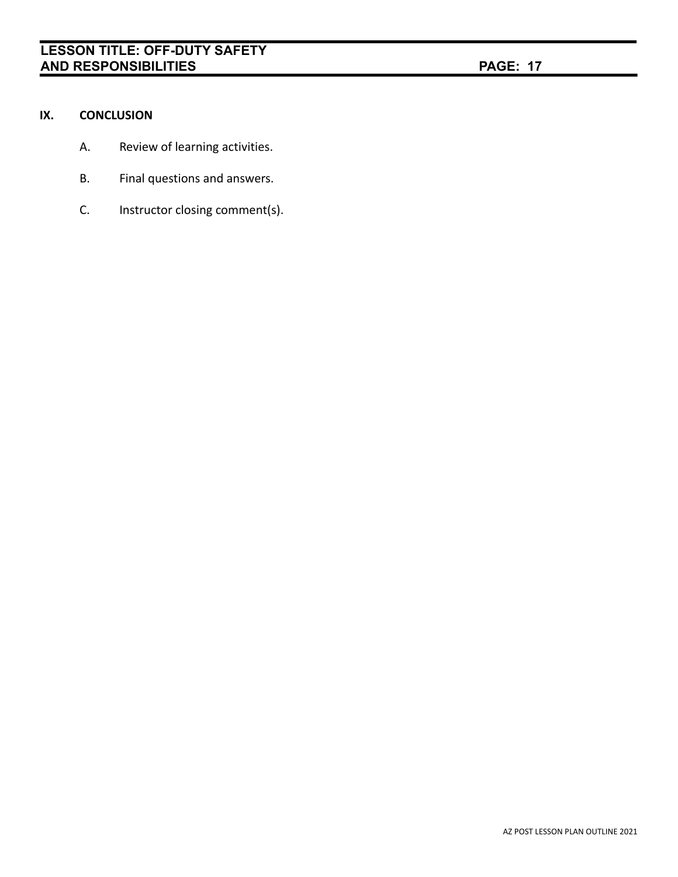## IX. CONCLUSION

A. Review of learning activities.

B. Final questions and answers.

C. Instructor closing comment(s).